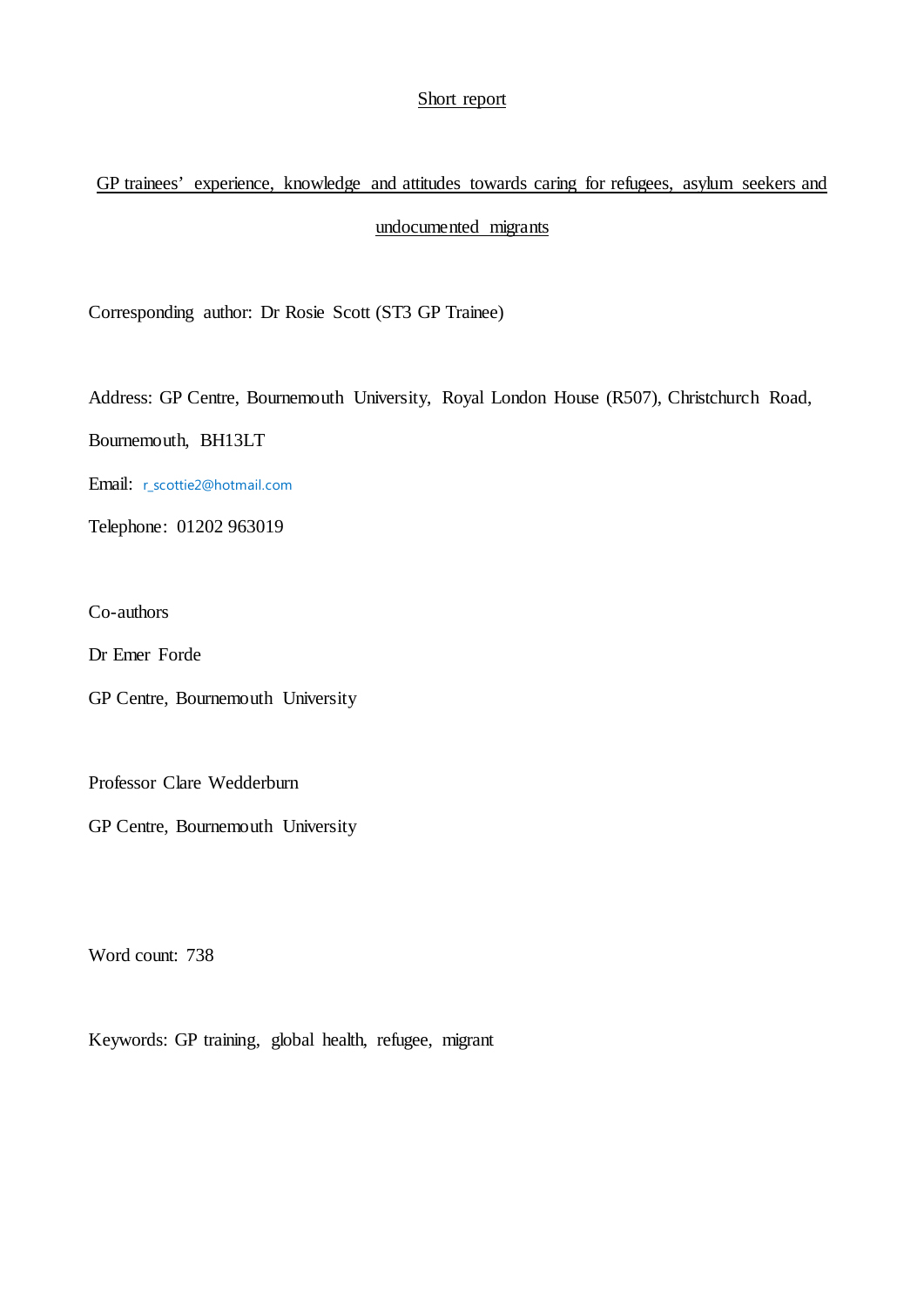Short report

# GP trainees' experience, knowledge and attitudes towards caring for refugees, asylum seekers and undocumented migrants

Corresponding author: Dr Rosie Scott (ST3 GP Trainee)

Address: GP Centre, Bournemouth University, Royal London House (R507), Christchurch Road, Bournemouth, BH13LT

Email: r_scottie2@hotmail.com

Telephone: 01202 963019

Co-authors

Dr Emer Forde

GP Centre, Bournemouth University

Professor Clare Wedderburn

GP Centre, Bournemouth University

Word count: 738

Keywords: GP training, global health, refugee, migrant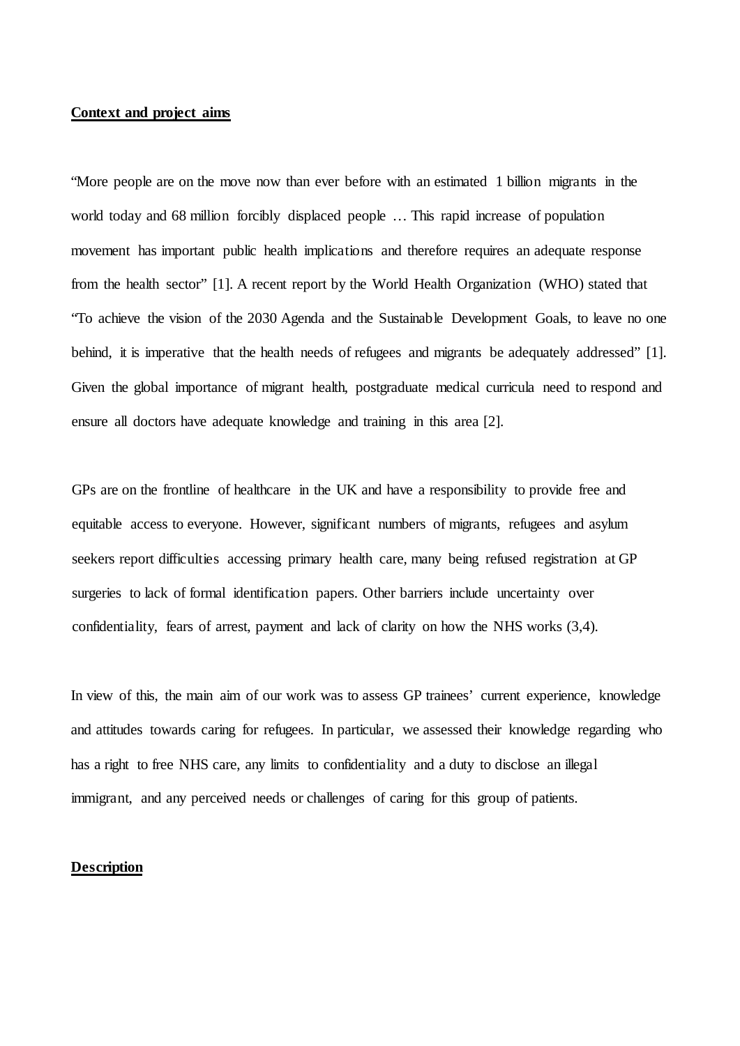## Context and project aims

"More people are on the move now than ever before with an estimated 1 billion migrants in the world today and 68 million forcibly displaced people … This rapid increase of population movement has important public health implications and therefore requires an adequate response from the health sector" [1]. A recent report by the World Health Organization (WHO) stated that "To achieve the vision of the 2030 Agenda and the Sustainable Development Goals, to leave no one behind, it is imperative that the health needs of refugees and migrants be adequately addressed" [1]. Given the global importance of migrant health, postgraduate medical curricula need to respond and ensure all doctors have adequate knowledge and training in this area [2].

GPs are on the frontline of healthcare in the UK and have a responsibility to provide free and equitable access to everyone. However, significant numbers of migrants, refugees and asylum seekers report difficulties accessing primary health care, many being refused registration at GP surgeries to lack of formal identification papers. Other barriers include uncertainty over confidentiality, fears of arrest, payment and lack of clarity on how the NHS works (3,4).

In view of this, the main aim of our work was to assess GP trainees' current experience, knowledge and attitudes towards caring for refugees. In particular, we assessed their knowledge regarding who has a right to free NHS care, any limits to confidentiality and a duty to disclose an illegal immigrant, and any perceived needs or challenges of caring for this group of patients.

## Description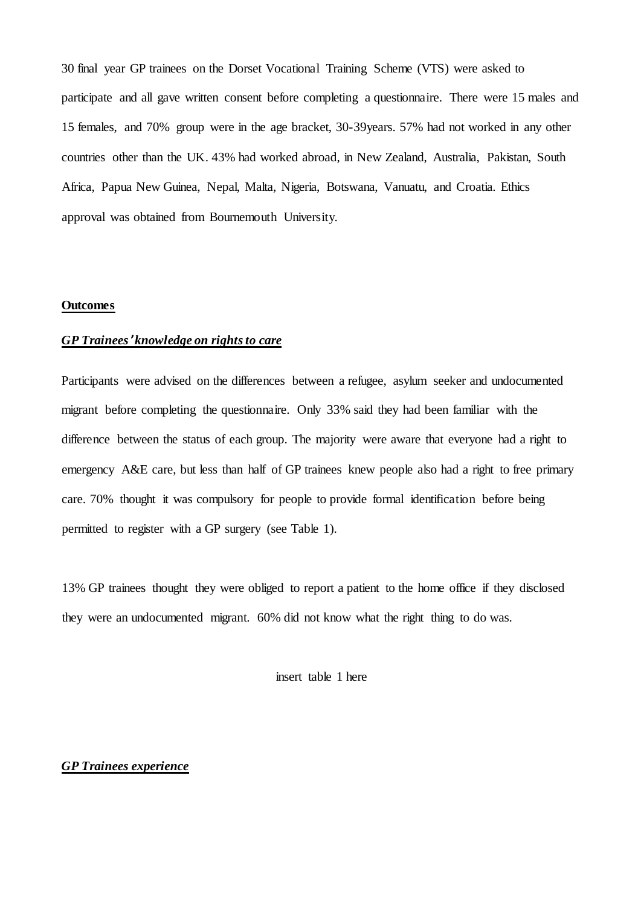30 final year GP trainees on the Dorset Vocational Training Scheme (VTS) were asked to participate and all gave written consent before completing a questionnaire. There were 15 males and 15 females, and 70% group were in the age bracket, 30-39years. 57% had not worked in any other countries other than the UK. 43% had worked abroad, in New Zealand, Australia, Pakistan, South Africa, Papua New Guinea, Nepal, Malta, Nigeria, Botswana, Vanuatu, and Croatia. Ethics approval was obtained from Bournemouth University.

**Outcomes**

***GP Trainees' knowledge on rights to care***

Participants were advised on the differences between a refugee, asylum seeker and undocumented migrant before completing the questionnaire. Only 33% said they had been familiar with the difference between the status of each group. The majority were aware that everyone had a right to emergency A&E care, but less than half of GP trainees knew people also had a right to free primary care. 70% thought it was compulsory for people to provide formal identification before being permitted to register with a GP surgery (see Table 1).

13% GP trainees thought they were obliged to report a patient to the home office if they disclosed they were an undocumented migrant. 60% did not know what the right thing to do was.

insert table 1 here

***GP Trainees experience***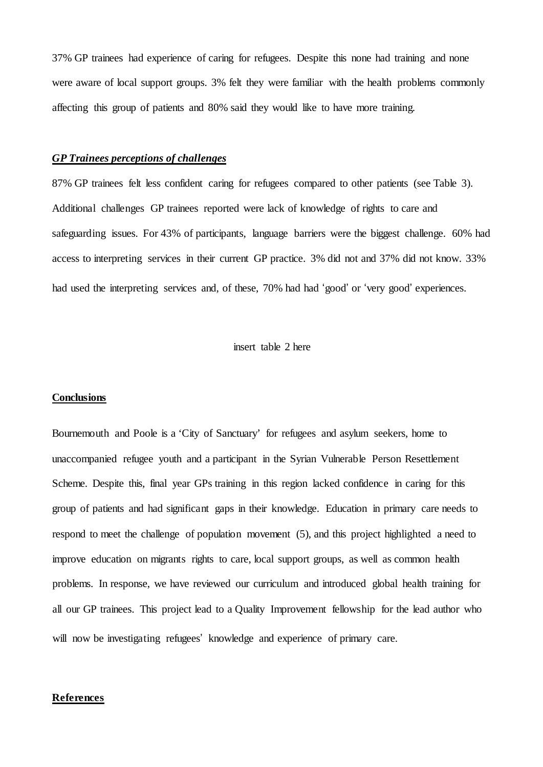37% GP trainees had experience of caring for refugees. Despite this none had training and none were aware of local support groups. 3% felt they were familiar with the health problems commonly affecting this group of patients and 80% said they would like to have more training.

### ***GP Trainees perceptions of challenges***

87% GP trainees felt less confident caring for refugees compared to other patients (see Table 3). Additional challenges GP trainees reported were lack of knowledge of rights to care and safeguarding issues. For 43% of participants, language barriers were the biggest challenge. 60% had access to interpreting services in their current GP practice. 3% did not and 37% did not know. 33% had used the interpreting services and, of these, 70% had had 'good' or 'very good' experiences.

insert table 2 here

## **Conclusions**

Bournemouth and Poole is a 'City of Sanctuary' for refugees and asylum seekers, home to unaccompanied refugee youth and a participant in the Syrian Vulnerable Person Resettlement Scheme. Despite this, final year GPs training in this region lacked confidence in caring for this group of patients and had significant gaps in their knowledge. Education in primary care needs to respond to meet the challenge of population movement (5), and this project highlighted a need to improve education on migrants rights to care, local support groups, as well as common health problems. In response, we have reviewed our curriculum and introduced global health training for all our GP trainees. This project lead to a Quality Improvement fellowship for the lead author who will now be investigating refugees' knowledge and experience of primary care.

## **References**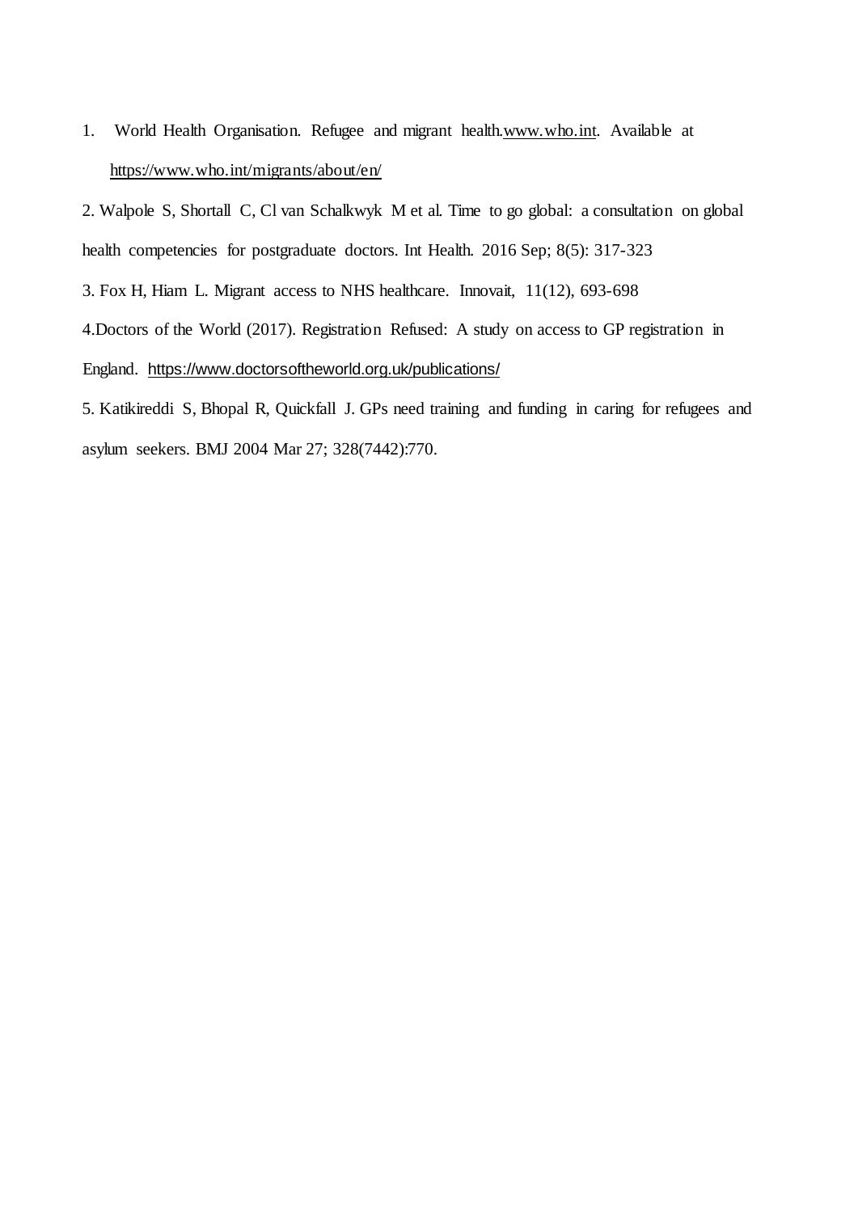1. World Health Organisation. Refugee and migrant health.www.who.int. Available at https://www.who.int/migrants/about/en/

2. Walpole S, Shortall C, Cl van Schalkwyk M et al. Time to go global: a consultation on global health competencies for postgraduate doctors. Int Health. 2016 Sep; 8(5): 317-323

3. Fox H, Hiam L. Migrant access to NHS healthcare. Innovait, 11(12), 693-698

4.Doctors of the World (2017). Registration Refused: A study on access to GP registration in England. https://www.doctorsoftheworld.org.uk/publications/

5. Katikireddi S, Bhopal R, Quickfall J. GPs need training and funding in caring for refugees and asylum seekers. BMJ 2004 Mar 27; 328(7442):770.